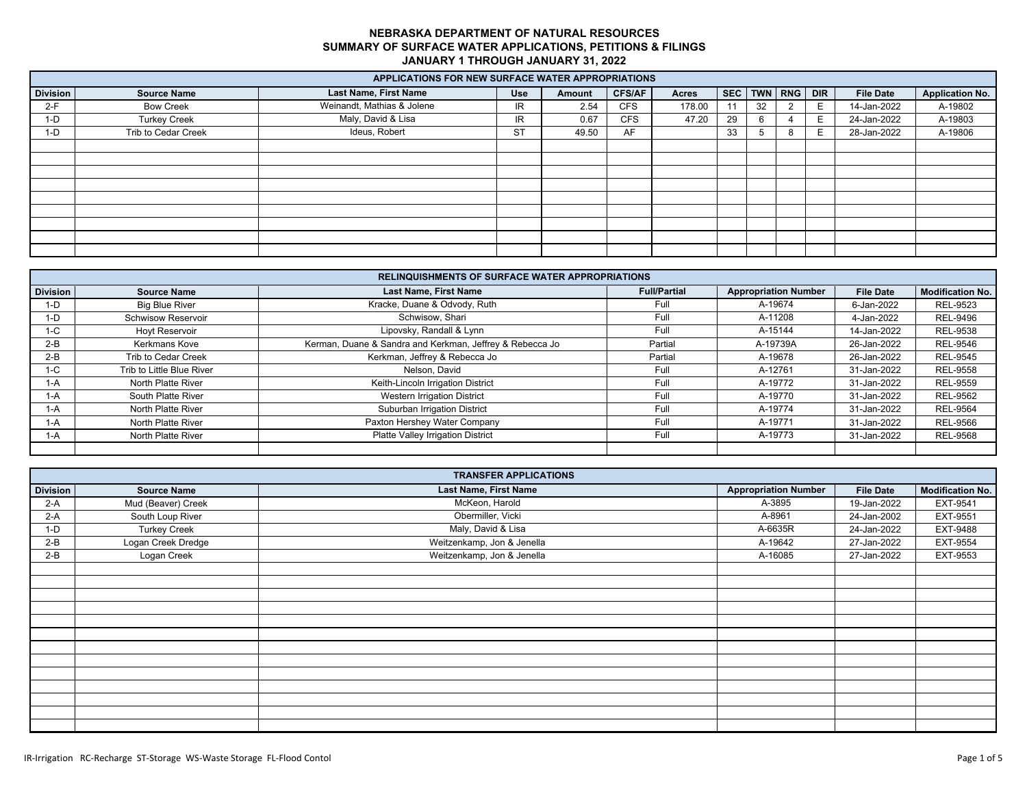# NEBRASKA DEPARTMENT OF NATURAL RESOURCES
## SUMMARY OF SURFACE WATER APPLICATIONS, PETITIONS & FILINGS
### JANUARY 1 THROUGH JANUARY 31, 2022

**APPLICATIONS FOR NEW SURFACE WATER APPROPRIATIONS**

| Division | Source Name | Last Name, First Name | Use | Amount | CFS/AF | Acres | SEC | TWN | RNG | DIR | File Date | Application No. |
|---|---|---|---|---|---|---|---|---|---|---|---|---|
| 2-F | Bow Creek | Weinandt, Mathias & Jolene | IR | 2.54 | CFS | 178.00 | 11 | 32 | 2 | E | 14-Jan-2022 | A-19802 |
| 1-D | Turkey Creek | Maly, David & Lisa | IR | 0.67 | CFS | 47.20 | 29 | 6 | 4 | E | 24-Jan-2022 | A-19803 |
| 1-D | Trib to Cedar Creek | Ideus, Robert | ST | 49.50 | AF | | 33 | 5 | 8 | E | 28-Jan-2022 | A-19806 |

**RELINQUISHMENTS OF SURFACE WATER APPROPRIATIONS**

| Division | Source Name | Last Name, First Name | Full/Partial | Appropriation Number | File Date | Modification No. |
|---|---|---|---|---|---|---|
| 1-D | Big Blue River | Kracke, Duane & Odvody, Ruth | Full | A-19674 | 6-Jan-2022 | REL-9523 |
| 1-D | Schwisow Reservoir | Schwisow, Shari | Full | A-11208 | 4-Jan-2022 | REL-9496 |
| 1-C | Hoyt Reservoir | Lipovsky, Randall & Lynn | Full | A-15144 | 14-Jan-2022 | REL-9538 |
| 2-B | Kerkmans Kove | Kerman, Duane & Sandra and Kerkman, Jeffrey & Rebecca Jo | Partial | A-19739A | 26-Jan-2022 | REL-9546 |
| 2-B | Trib to Cedar Creek | Kerkman, Jeffrey & Rebecca Jo | Partial | A-19678 | 26-Jan-2022 | REL-9545 |
| 1-C | Trib to Little Blue River | Nelson, David | Full | A-12761 | 31-Jan-2022 | REL-9558 |
| 1-A | North Platte River | Keith-Lincoln Irrigation District | Full | A-19772 | 31-Jan-2022 | REL-9559 |
| 1-A | South Platte River | Western Irrigation District | Full | A-19770 | 31-Jan-2022 | REL-9562 |
| 1-A | North Platte River | Suburban Irrigation District | Full | A-19774 | 31-Jan-2022 | REL-9564 |
| 1-A | North Platte River | Paxton Hershey Water Company | Full | A-19771 | 31-Jan-2022 | REL-9566 |
| 1-A | North Platte River | Platte Valley Irrigation District | Full | A-19773 | 31-Jan-2022 | REL-9568 |

**TRANSFER APPLICATIONS**

| Division | Source Name | Last Name, First Name | Appropriation Number | File Date | Modification No. |
|---|---|---|---|---|---|
| 2-A | Mud (Beaver) Creek | McKeon, Harold | A-3895 | 19-Jan-2022 | EXT-9541 |
| 2-A | South Loup River | Obermiller, Vicki | A-8961 | 24-Jan-2002 | EXT-9551 |
| 1-D | Turkey Creek | Maly, David & Lisa | A-6635R | 24-Jan-2022 | EXT-9488 |
| 2-B | Logan Creek Dredge | Weitzenkamp, Jon & Jenella | A-19642 | 27-Jan-2022 | EXT-9554 |
| 2-B | Logan Creek | Weitzenkamp, Jon & Jenella | A-16085 | 27-Jan-2022 | EXT-9553 |

IR-Irrigation RC-Recharge ST-Storage WS-Waste Storage FL-Flood Contol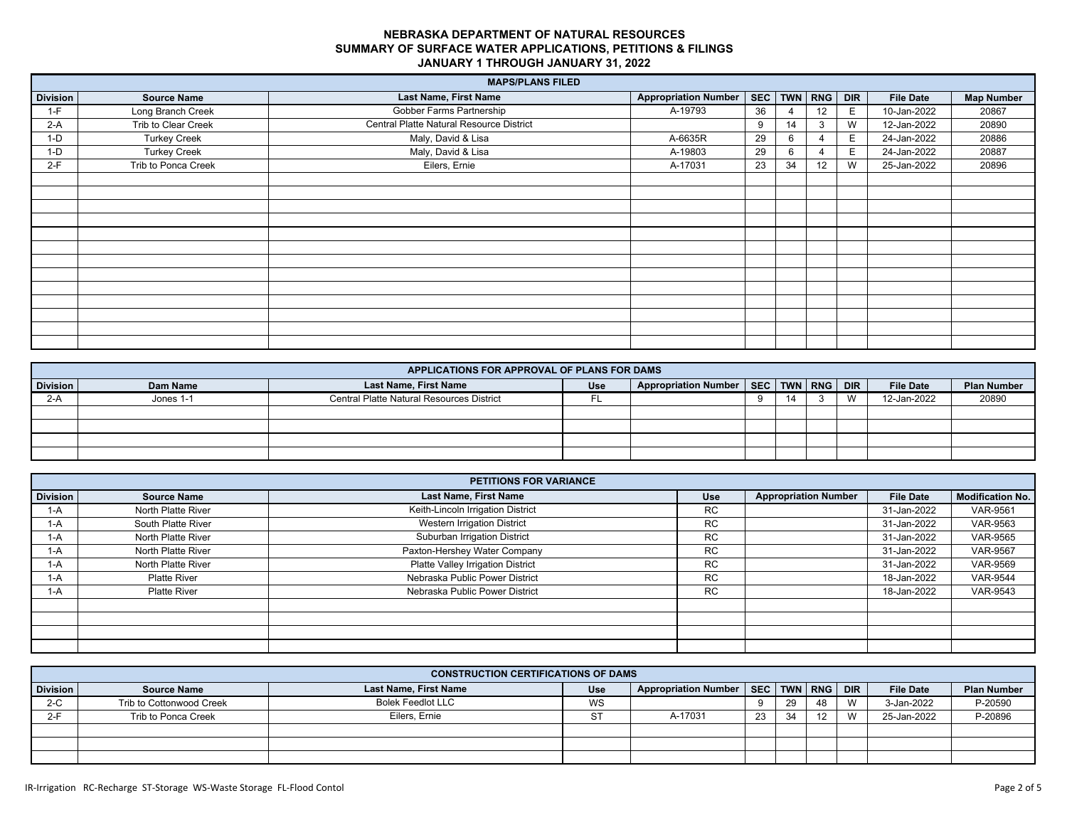# NEBRASKA DEPARTMENT OF NATURAL RESOURCES
## SUMMARY OF SURFACE WATER APPLICATIONS, PETITIONS & FILINGS
### JANUARY 1 THROUGH JANUARY 31, 2022

**MAPS/PLANS FILED**

| Division | Source Name | Last Name, First Name | Appropriation Number | SEC | TWN | RNG | DIR | File Date | Map Number |
|---|---|---|---|---|---|---|---|---|---|
| 1-F | Long Branch Creek | Gobber Farms Partnership | A-19793 | 36 | 4 | 12 | E | 10-Jan-2022 | 20867 |
| 2-A | Trib to Clear Creek | Central Platte Natural Resource District | | 9 | 14 | 3 | W | 12-Jan-2022 | 20890 |
| 1-D | Turkey Creek | Maly, David & Lisa | A-6635R | 29 | 6 | 4 | E | 24-Jan-2022 | 20886 |
| 1-D | Turkey Creek | Maly, David & Lisa | A-19803 | 29 | 6 | 4 | E | 24-Jan-2022 | 20887 |
| 2-F | Trib to Ponca Creek | Eilers, Ernie | A-17031 | 23 | 34 | 12 | W | 25-Jan-2022 | 20896 |

**APPLICATIONS FOR APPROVAL OF PLANS FOR DAMS**

| Division | Dam Name | Last Name, First Name | Use | Appropriation Number | SEC | TWN | RNG | DIR | File Date | Plan Number |
|---|---|---|---|---|---|---|---|---|---|---|
| 2-A | Jones 1-1 | Central Platte Natural Resources District | FL | | 9 | 14 | 3 | W | 12-Jan-2022 | 20890 |

**PETITIONS FOR VARIANCE**

| Division | Source Name | Last Name, First Name | Use | Appropriation Number | File Date | Modification No. |
|---|---|---|---|---|---|---|
| 1-A | North Platte River | Keith-Lincoln Irrigation District | RC | | 31-Jan-2022 | VAR-9561 |
| 1-A | South Platte River | Western Irrigation District | RC | | 31-Jan-2022 | VAR-9563 |
| 1-A | North Platte River | Suburban Irrigation District | RC | | 31-Jan-2022 | VAR-9565 |
| 1-A | North Platte River | Paxton-Hershey Water Company | RC | | 31-Jan-2022 | VAR-9567 |
| 1-A | North Platte River | Platte Valley Irrigation District | RC | | 31-Jan-2022 | VAR-9569 |
| 1-A | Platte River | Nebraska Public Power District | RC | | 18-Jan-2022 | VAR-9544 |
| 1-A | Platte River | Nebraska Public Power District | RC | | 18-Jan-2022 | VAR-9543 |

**CONSTRUCTION CERTIFICATIONS OF DAMS**

| Division | Source Name | Last Name, First Name | Use | Appropriation Number | SEC | TWN | RNG | DIR | File Date | Plan Number |
|---|---|---|---|---|---|---|---|---|---|---|
| 2-C | Trib to Cottonwood Creek | Bolek Feedlot LLC | WS | | 9 | 29 | 48 | W | 3-Jan-2022 | P-20590 |
| 2-F | Trib to Ponca Creek | Eilers, Ernie | ST | A-17031 | 23 | 34 | 12 | W | 25-Jan-2022 | P-20896 |

IR-Irrigation RC-Recharge ST-Storage WS-Waste Storage FL-Flood Contol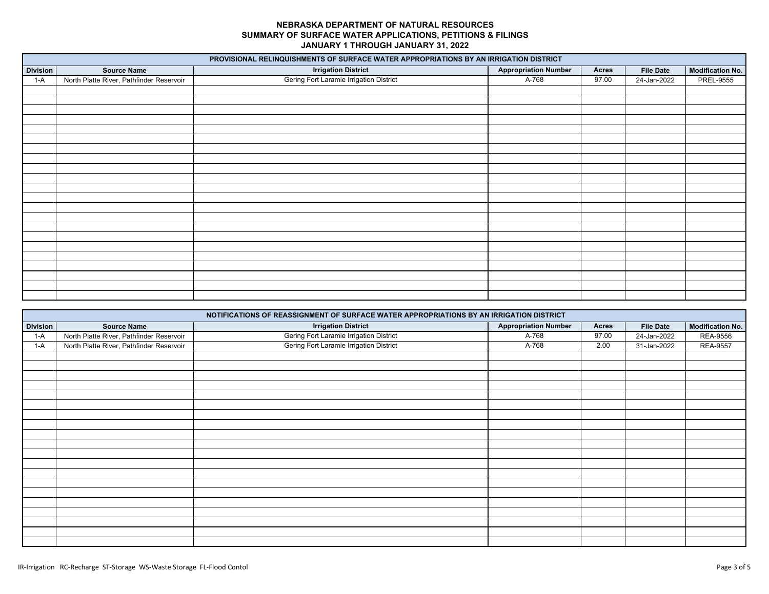**NEBRASKA DEPARTMENT OF NATURAL RESOURCES**
**SUMMARY OF SURFACE WATER APPLICATIONS, PETITIONS & FILINGS**
**JANUARY 1 THROUGH JANUARY 31, 2022**

| PROVISIONAL RELINQUISHMENTS OF SURFACE WATER APPROPRIATIONS BY AN IRRIGATION DISTRICT | | | | | | |
|---|---|---|---|---|---|---|
| **Division** | **Source Name** | **Irrigation District** | **Appropriation Number** | **Acres** | **File Date** | **Modification No.** |
| 1-A | North Platte River, Pathfinder Reservoir | Gering Fort Laramie Irrigation District | A-768 | 97.00 | 24-Jan-2022 | PREL-9555 |

| NOTIFICATIONS OF REASSIGNMENT OF SURFACE WATER APPROPRIATIONS BY AN IRRIGATION DISTRICT | | | | | | |
|---|---|---|---|---|---|---|
| **Division** | **Source Name** | **Irrigation District** | **Appropriation Number** | **Acres** | **File Date** | **Modification No.** |
| 1-A | North Platte River, Pathfinder Reservoir | Gering Fort Laramie Irrigation District | A-768 | 97.00 | 24-Jan-2022 | REA-9556 |
| 1-A | North Platte River, Pathfinder Reservoir | Gering Fort Laramie Irrigation District | A-768 | 2.00 | 31-Jan-2022 | REA-9557 |

IR-Irrigation RC-Recharge ST-Storage WS-Waste Storage FL-Flood Contol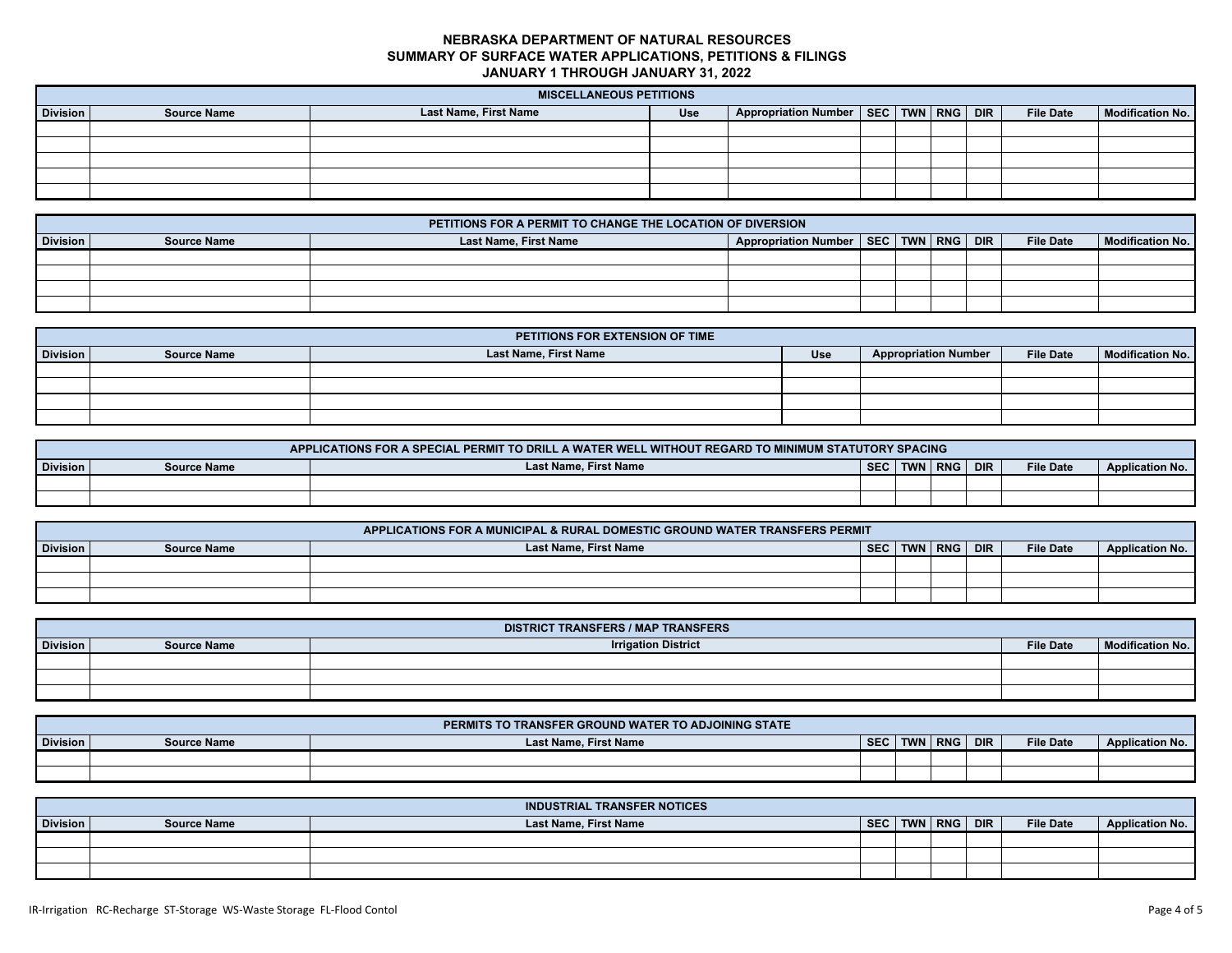**NEBRASKA DEPARTMENT OF NATURAL RESOURCES**
**SUMMARY OF SURFACE WATER APPLICATIONS, PETITIONS & FILINGS**
**JANUARY 1 THROUGH JANUARY 31, 2022**

| MISCELLANEOUS PETITIONS | | | | | | | | | | |
|---|---|---|---|---|---|---|---|---|---|---|
| Division | Source Name | Last Name, First Name | Use | Appropriation Number | SEC | TWN | RNG | DIR | File Date | Modification No. |
| | | | | | | | | | | |
| | | | | | | | | | | |
| | | | | | | | | | | |
| | | | | | | | | | | |
| | | | | | | | | | | |

| PETITIONS FOR A PERMIT TO CHANGE THE LOCATION OF DIVERSION | | | | | | | | | |
|---|---|---|---|---|---|---|---|---|---|
| Division | Source Name | Last Name, First Name | Appropriation Number | SEC | TWN | RNG | DIR | File Date | Modification No. |
| | | | | | | | | | |
| | | | | | | | | | |
| | | | | | | | | | |
| | | | | | | | | | |

| PETITIONS FOR EXTENSION OF TIME | | | | | | |
|---|---|---|---|---|---|---|
| Division | Source Name | Last Name, First Name | Use | Appropriation Number | File Date | Modification No. |
| | | | | | | |
| | | | | | | |
| | | | | | | |
| | | | | | | |

| APPLICATIONS FOR A SPECIAL PERMIT TO DRILL A WATER WELL WITHOUT REGARD TO MINIMUM STATUTORY SPACING | | | | | | | | |
|---|---|---|---|---|---|---|---|---|
| Division | Source Name | Last Name, First Name | SEC | TWN | RNG | DIR | File Date | Application No. |
| | | | | | | | | |
| | | | | | | | | |

| APPLICATIONS FOR A MUNICIPAL & RURAL DOMESTIC GROUND WATER TRANSFERS PERMIT | | | | | | | | |
|---|---|---|---|---|---|---|---|---|
| Division | Source Name | Last Name, First Name | SEC | TWN | RNG | DIR | File Date | Application No. |
| | | | | | | | | |
| | | | | | | | | |
| | | | | | | | | |

| DISTRICT TRANSFERS / MAP TRANSFERS | | | | |
|---|---|---|---|---|
| Division | Source Name | Irrigation District | File Date | Modification No. |
| | | | | |
| | | | | |
| | | | | |

| PERMITS TO TRANSFER GROUND WATER TO ADJOINING STATE | | | | | | | | |
|---|---|---|---|---|---|---|---|---|
| Division | Source Name | Last Name, First Name | SEC | TWN | RNG | DIR | File Date | Application No. |
| | | | | | | | | |
| | | | | | | | | |

| INDUSTRIAL TRANSFER NOTICES | | | | | | | | |
|---|---|---|---|---|---|---|---|---|
| Division | Source Name | Last Name, First Name | SEC | TWN | RNG | DIR | File Date | Application No. |
| | | | | | | | | |
| | | | | | | | | |
| | | | | | | | | |

IR-Irrigation RC-Recharge ST-Storage WS-Waste Storage FL-Flood Contol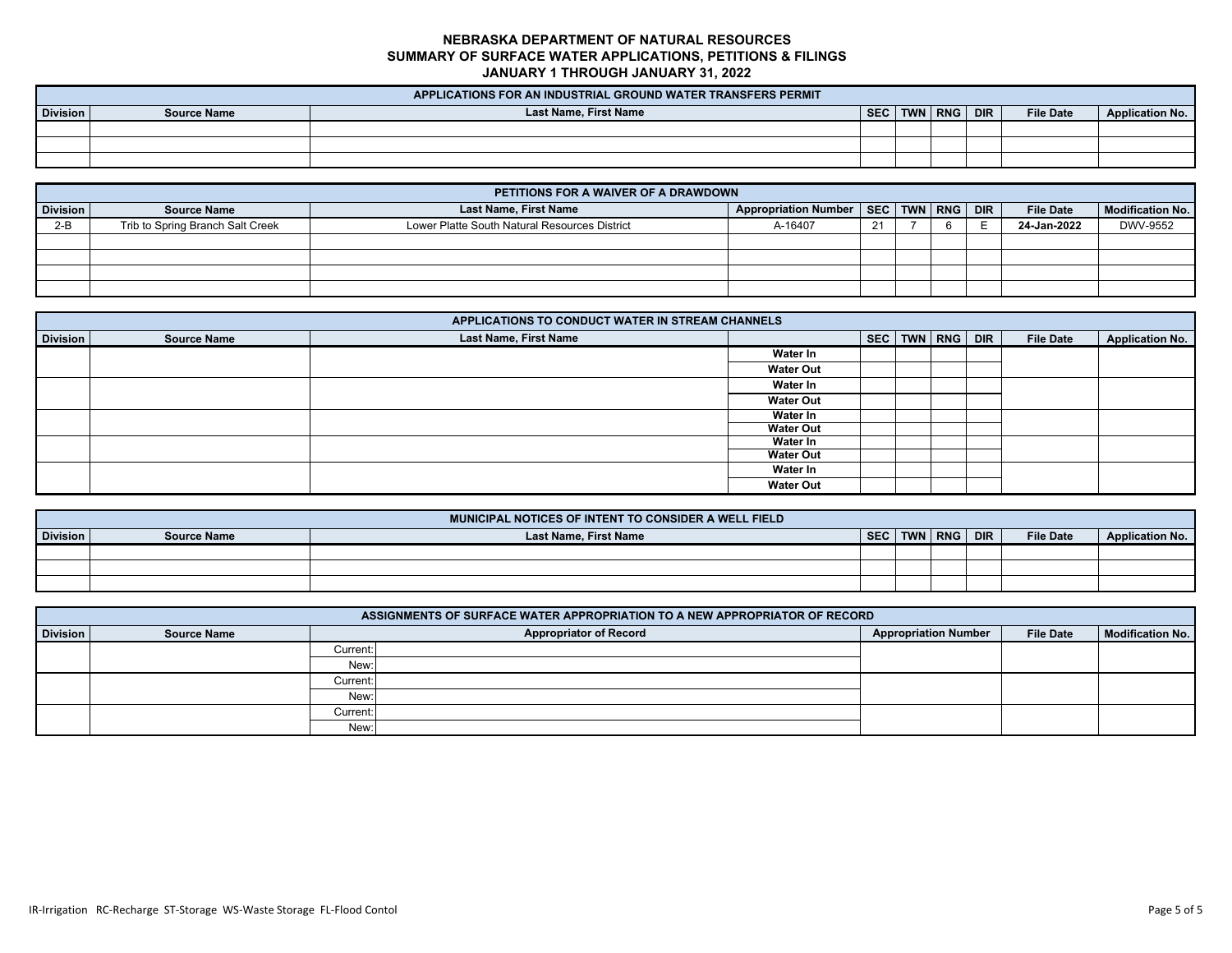# NEBRASKA DEPARTMENT OF NATURAL RESOURCES
# SUMMARY OF SURFACE WATER APPLICATIONS, PETITIONS & FILINGS
# JANUARY 1 THROUGH JANUARY 31, 2022

**APPLICATIONS FOR AN INDUSTRIAL GROUND WATER TRANSFERS PERMIT**

| Division | Source Name | Last Name, First Name | SEC | TWN | RNG | DIR | File Date | Application No. |
|---|---|---|---|---|---|---|---|---|
| | | | | | | | | |
| | | | | | | | | |
| | | | | | | | | |

**PETITIONS FOR A WAIVER OF A DRAWDOWN**

| Division | Source Name | Last Name, First Name | Appropriation Number | SEC | TWN | RNG | DIR | File Date | Modification No. |
|---|---|---|---|---|---|---|---|---|---|
| 2-B | Trib to Spring Branch Salt Creek | Lower Platte South Natural Resources District | A-16407 | 21 | 7 | 6 | E | **24-Jan-2022** | DWV-9552 |
| | | | | | | | | | |
| | | | | | | | | | |
| | | | | | | | | | |
| | | | | | | | | | |

**APPLICATIONS TO CONDUCT WATER IN STREAM CHANNELS**

| Division | Source Name | Last Name, First Name | | SEC | TWN | RNG | DIR | File Date | Application No. |
|---|---|---|---|---|---|---|---|---|---|
| | | | **Water In** | | | | | | |
| | | | **Water Out** | | | | | | |
| | | | **Water In** | | | | | | |
| | | | **Water Out** | | | | | | |
| | | | **Water In** | | | | | | |
| | | | **Water Out** | | | | | | |
| | | | **Water In** | | | | | | |
| | | | **Water Out** | | | | | | |
| | | | **Water In** | | | | | | |
| | | | **Water Out** | | | | | | |

**MUNICIPAL NOTICES OF INTENT TO CONSIDER A WELL FIELD**

| Division | Source Name | Last Name, First Name | SEC | TWN | RNG | DIR | File Date | Application No. |
|---|---|---|---|---|---|---|---|---|
| | | | | | | | | |
| | | | | | | | | |
| | | | | | | | | |

**ASSIGNMENTS OF SURFACE WATER APPROPRIATION TO A NEW APPROPRIATOR OF RECORD**

| Division | Source Name | Appropriator of Record | | Appropriation Number | File Date | Modification No. |
|---|---|---|---|---|---|---|
| | | Current: | | | | |
| | | New: | | | | |
| | | Current: | | | | |
| | | New: | | | | |
| | | Current: | | | | |
| | | New: | | | | |

IR-Irrigation RC-Recharge ST-Storage WS-Waste Storage FL-Flood Contol